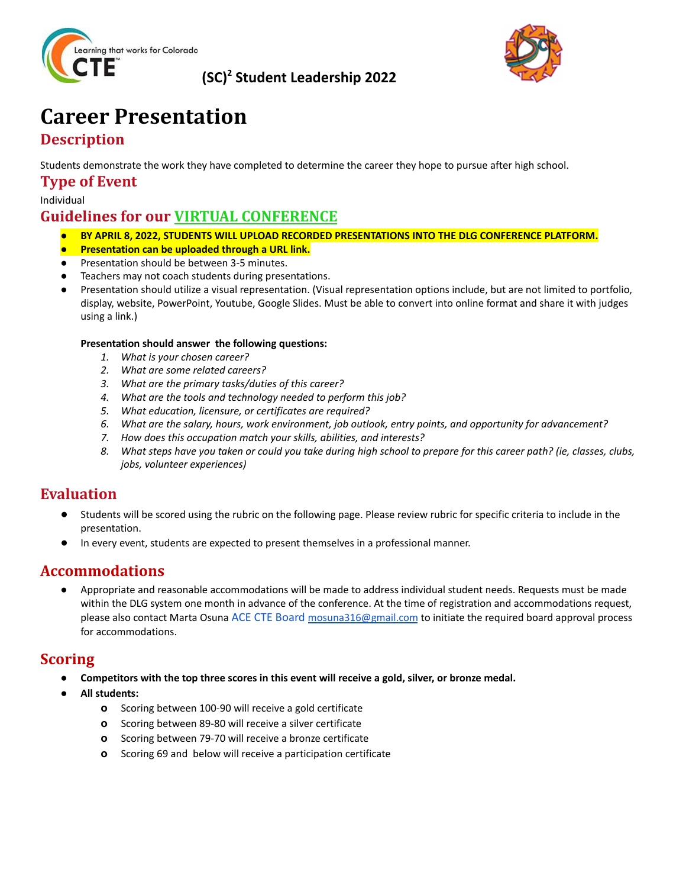**(SC)² Student Leadership 2022**

# Career Presentation

## Description

Students demonstrate the work they have completed to determine the career they hope to pursue after high school.

## Type of Event

Individual

## Guidelines for our VIRTUAL CONFERENCE

- **BY APRIL 8, 2022, STUDENTS WILL UPLOAD RECORDED PRESENTATIONS INTO THE DLG CONFERENCE PLATFORM.**
- **Presentation can be uploaded through a URL link.**
- Presentation should be between 3-5 minutes.
- Teachers may not coach students during presentations.
- Presentation should utilize a visual representation. (Visual representation options include, but are not limited to portfolio, display, website, PowerPoint, Youtube, Google Slides. Must be able to convert into online format and share it with judges using a link.)

  **Presentation should answer the following questions:**

  1. *What is your chosen career?*
  2. *What are some related careers?*
  3. *What are the primary tasks/duties of this career?*
  4. *What are the tools and technology needed to perform this job?*
  5. *What education, licensure, or certificates are required?*
  6. *What are the salary, hours, work environment, job outlook, entry points, and opportunity for advancement?*
  7. *How does this occupation match your skills, abilities, and interests?*
  8. *What steps have you taken or could you take during high school to prepare for this career path? (ie, classes, clubs, jobs, volunteer experiences)*

## Evaluation

- Students will be scored using the rubric on the following page. Please review rubric for specific criteria to include in the presentation.
- In every event, students are expected to present themselves in a professional manner.

## Accommodations

- Appropriate and reasonable accommodations will be made to address individual student needs. Requests must be made within the DLG system one month in advance of the conference. At the time of registration and accommodations request, please also contact Marta Osuna ACE CTE Board mosuna316@gmail.com to initiate the required board approval process for accommodations.

## Scoring

- **Competitors with the top three scores in this event will receive a gold, silver, or bronze medal.**
- **All students:**
  - Scoring between 100-90 will receive a gold certificate
  - Scoring between 89-80 will receive a silver certificate
  - Scoring between 79-70 will receive a bronze certificate
  - Scoring 69 and below will receive a participation certificate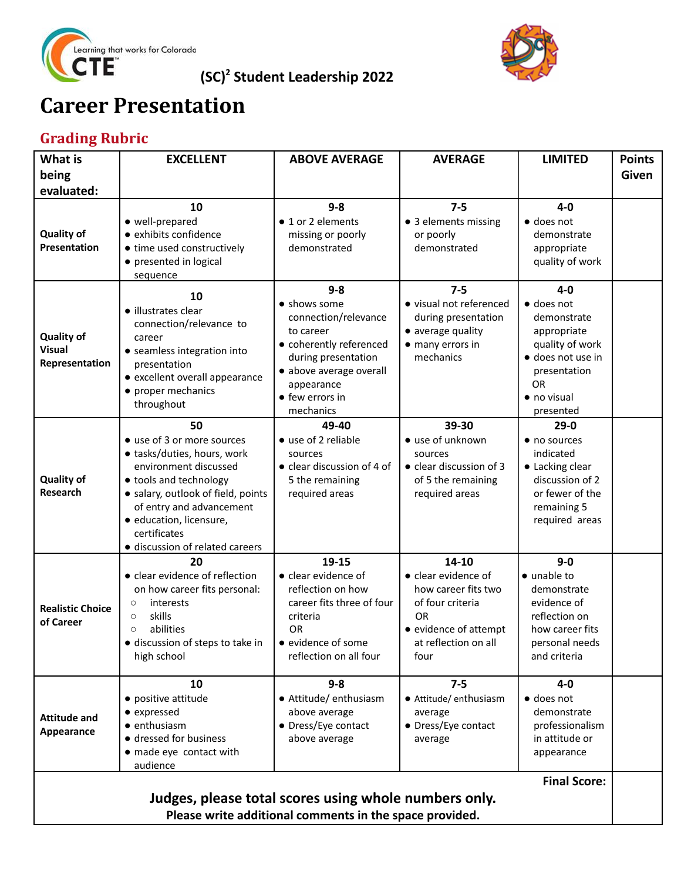Learning that works for Colorado CTE

(SC)[2] Student Leadership 2022

# Career Presentation

## Grading Rubric

| What is being evaluated: | EXCELLENT | ABOVE AVERAGE | AVERAGE | LIMITED | Points Given |
|---|---|---|---|---|---|
| **Quality of Presentation** | **10**<br>● well-prepared<br>● exhibits confidence<br>● time used constructively<br>● presented in logical sequence | **9-8**<br>● 1 or 2 elements missing or poorly demonstrated | **7-5**<br>● 3 elements missing or poorly demonstrated | **4-0**<br>● does not demonstrate appropriate quality of work | |
| **Quality of Visual Representation** | **10**<br>● illustrates clear connection/relevance to career<br>● seamless integration into presentation<br>● excellent overall appearance<br>● proper mechanics throughout | **9-8**<br>● shows some connection/relevance to career<br>● coherently referenced during presentation<br>● above average overall appearance<br>● few errors in mechanics | **7-5**<br>● visual not referenced during presentation<br>● average quality<br>● many errors in mechanics | **4-0**<br>● does not demonstrate appropriate quality of work<br>● does not use in presentation OR<br>● no visual presented | |
| **Quality of Research** | **50**<br>● use of 3 or more sources<br>● tasks/duties, hours, work environment discussed<br>● tools and technology<br>● salary, outlook of field, points of entry and advancement<br>● education, licensure, certificates<br>● discussion of related careers | **49-40**<br>● use of 2 reliable sources<br>● clear discussion of 4 of 5 the remaining required areas | **39-30**<br>● use of unknown sources<br>● clear discussion of 3 of 5 the remaining required areas | **29-0**<br>● no sources indicated<br>● Lacking clear discussion of 2 or fewer of the remaining 5 required areas | |
| **Realistic Choice of Career** | **20**<br>● clear evidence of reflection on how career fits personal:<br>○ interests<br>○ skills<br>○ abilities<br>● discussion of steps to take in high school | **19-15**<br>● clear evidence of reflection on how career fits three of four criteria<br>OR<br>● evidence of some reflection on all four | **14-10**<br>● clear evidence of how career fits two of four criteria<br>OR<br>● evidence of attempt at reflection on all four | **9-0**<br>● unable to demonstrate evidence of reflection on how career fits personal needs and criteria | |
| **Attitude and Appearance** | **10**<br>● positive attitude<br>● expressed<br>● enthusiasm<br>● dressed for business<br>● made eye contact with audience | **9-8**<br>● Attitude/ enthusiasm above average<br>● Dress/Eye contact above average | **7-5**<br>● Attitude/ enthusiasm average<br>● Dress/Eye contact average | **4-0**<br>● does not demonstrate professionalism in attitude or appearance | |
| | | | | **Final Score:** | |

**Judges, please total scores using whole numbers only.**
**Please write additional comments in the space provided.**